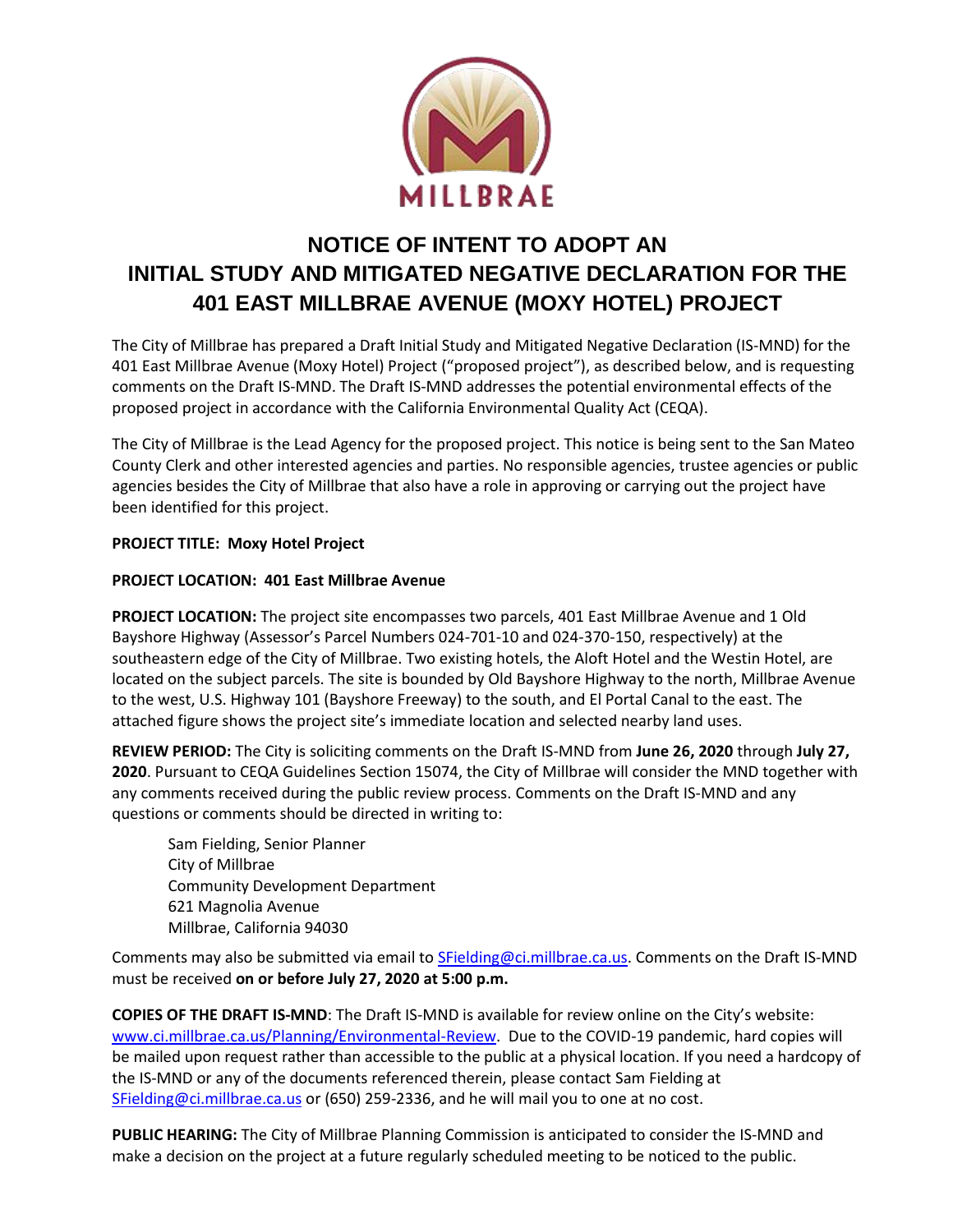MILLBRAE

# NOTICE OF INTENT TO ADOPT AN INITIAL STUDY AND MITIGATED NEGATIVE DECLARATION FOR THE 401 EAST MILLBRAE AVENUE (MOXY HOTEL) PROJECT

The City of Millbrae has prepared a Draft Initial Study and Mitigated Negative Declaration (IS-MND) for the 401 East Millbrae Avenue (Moxy Hotel) Project ("proposed project"), as described below, and is requesting comments on the Draft IS-MND. The Draft IS-MND addresses the potential environmental effects of the proposed project in accordance with the California Environmental Quality Act (CEQA).

The City of Millbrae is the Lead Agency for the proposed project. This notice is being sent to the San Mateo County Clerk and other interested agencies and parties. No responsible agencies, trustee agencies or public agencies besides the City of Millbrae that also have a role in approving or carrying out the project have been identified for this project.

**PROJECT TITLE: Moxy Hotel Project**

**PROJECT LOCATION: 401 East Millbrae Avenue**

**PROJECT LOCATION:** The project site encompasses two parcels, 401 East Millbrae Avenue and 1 Old Bayshore Highway (Assessor's Parcel Numbers 024-701-10 and 024-370-150, respectively) at the southeastern edge of the City of Millbrae. Two existing hotels, the Aloft Hotel and the Westin Hotel, are located on the subject parcels. The site is bounded by Old Bayshore Highway to the north, Millbrae Avenue to the west, U.S. Highway 101 (Bayshore Freeway) to the south, and El Portal Canal to the east. The attached figure shows the project site's immediate location and selected nearby land uses.

**REVIEW PERIOD:** The City is soliciting comments on the Draft IS-MND from **June 26, 2020** through **July 27, 2020**. Pursuant to CEQA Guidelines Section 15074, the City of Millbrae will consider the MND together with any comments received during the public review process. Comments on the Draft IS-MND and any questions or comments should be directed in writing to:

Sam Fielding, Senior Planner
City of Millbrae
Community Development Department
621 Magnolia Avenue
Millbrae, California 94030

Comments may also be submitted via email to SFielding@ci.millbrae.ca.us. Comments on the Draft IS-MND must be received **on or before July 27, 2020 at 5:00 p.m.**

**COPIES OF THE DRAFT IS-MND**: The Draft IS-MND is available for review online on the City's website: www.ci.millbrae.ca.us/Planning/Environmental-Review. Due to the COVID-19 pandemic, hard copies will be mailed upon request rather than accessible to the public at a physical location. If you need a hardcopy of the IS-MND or any of the documents referenced therein, please contact Sam Fielding at SFielding@ci.millbrae.ca.us or (650) 259-2336, and he will mail you to one at no cost.

**PUBLIC HEARING:** The City of Millbrae Planning Commission is anticipated to consider the IS-MND and make a decision on the project at a future regularly scheduled meeting to be noticed to the public.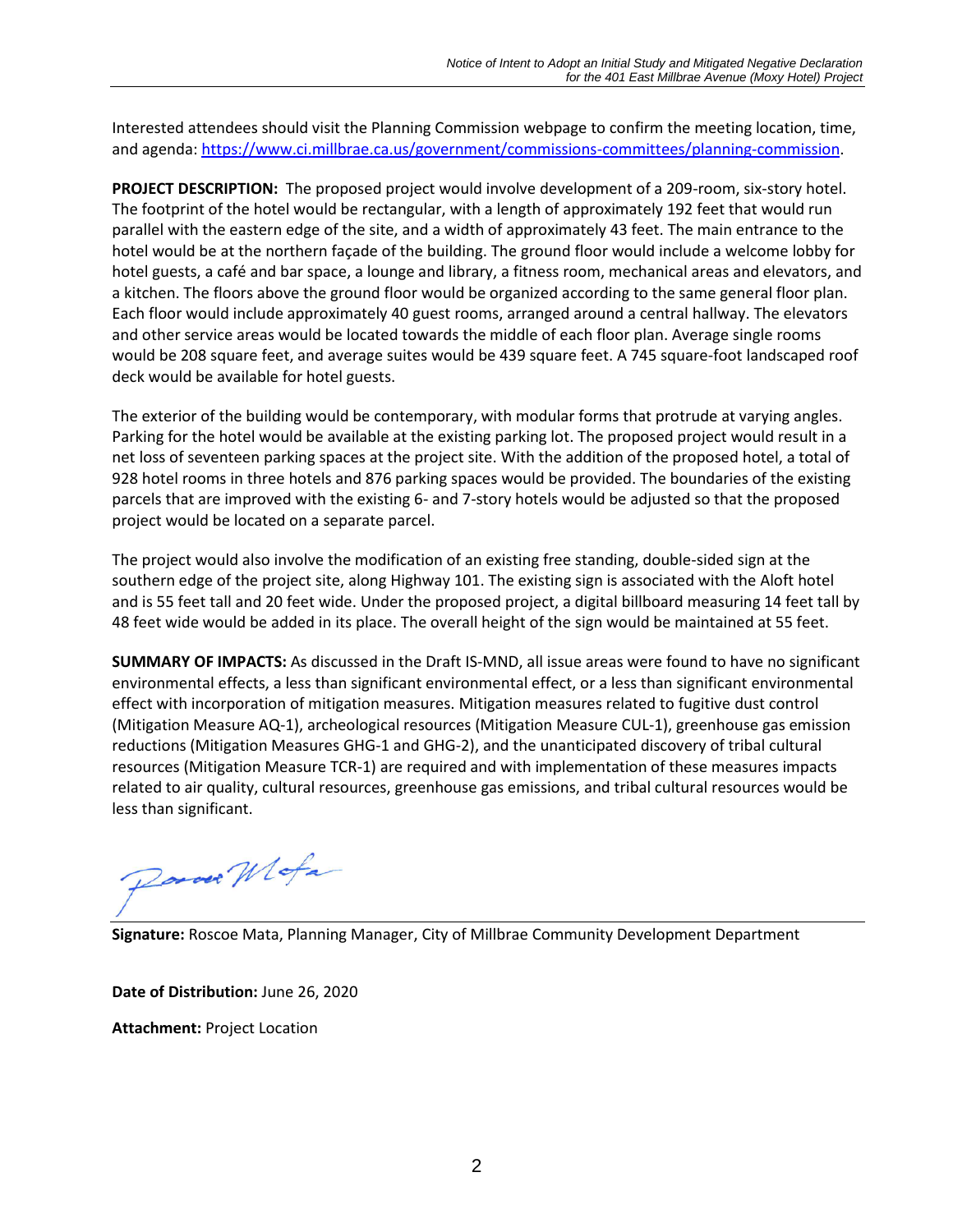Interested attendees should visit the Planning Commission webpage to confirm the meeting location, time, and agenda: https://www.ci.millbrae.ca.us/government/commissions-committees/planning-commission.

**PROJECT DESCRIPTION:** The proposed project would involve development of a 209-room, six-story hotel. The footprint of the hotel would be rectangular, with a length of approximately 192 feet that would run parallel with the eastern edge of the site, and a width of approximately 43 feet. The main entrance to the hotel would be at the northern façade of the building. The ground floor would include a welcome lobby for hotel guests, a café and bar space, a lounge and library, a fitness room, mechanical areas and elevators, and a kitchen. The floors above the ground floor would be organized according to the same general floor plan. Each floor would include approximately 40 guest rooms, arranged around a central hallway. The elevators and other service areas would be located towards the middle of each floor plan. Average single rooms would be 208 square feet, and average suites would be 439 square feet. A 745 square-foot landscaped roof deck would be available for hotel guests.

The exterior of the building would be contemporary, with modular forms that protrude at varying angles. Parking for the hotel would be available at the existing parking lot. The proposed project would result in a net loss of seventeen parking spaces at the project site. With the addition of the proposed hotel, a total of 928 hotel rooms in three hotels and 876 parking spaces would be provided. The boundaries of the existing parcels that are improved with the existing 6- and 7-story hotels would be adjusted so that the proposed project would be located on a separate parcel.

The project would also involve the modification of an existing free standing, double-sided sign at the southern edge of the project site, along Highway 101. The existing sign is associated with the Aloft hotel and is 55 feet tall and 20 feet wide. Under the proposed project, a digital billboard measuring 14 feet tall by 48 feet wide would be added in its place. The overall height of the sign would be maintained at 55 feet.

**SUMMARY OF IMPACTS:** As discussed in the Draft IS-MND, all issue areas were found to have no significant environmental effects, a less than significant environmental effect, or a less than significant environmental effect with incorporation of mitigation measures. Mitigation measures related to fugitive dust control (Mitigation Measure AQ-1), archeological resources (Mitigation Measure CUL-1), greenhouse gas emission reductions (Mitigation Measures GHG-1 and GHG-2), and the unanticipated discovery of tribal cultural resources (Mitigation Measure TCR-1) are required and with implementation of these measures impacts related to air quality, cultural resources, greenhouse gas emissions, and tribal cultural resources would be less than significant.

**Signature:** Roscoe Mata, Planning Manager, City of Millbrae Community Development Department

**Date of Distribution:** June 26, 2020

**Attachment:** Project Location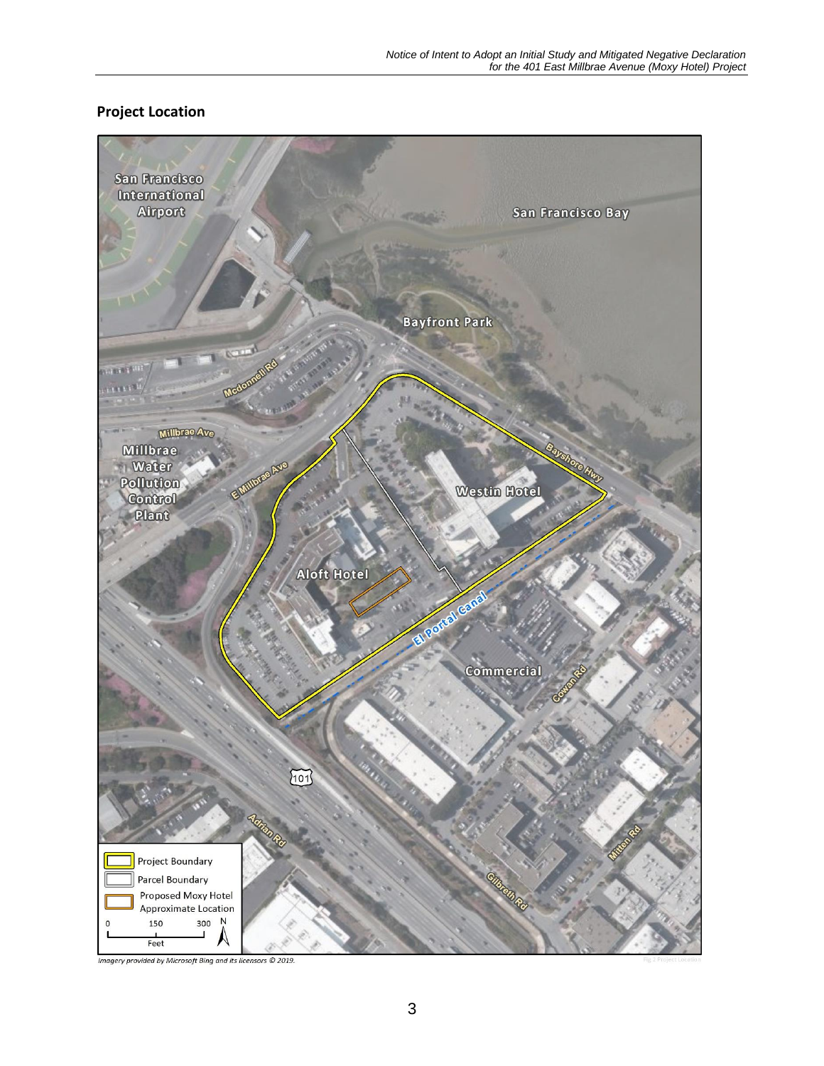## Project Location

San Francisco International Airport

San Francisco Bay

Bayfront Park

Mcdonnell Rd

Millbrae Ave

Millbrae Water Pollution Control Plant

E Millbrae Ave

Bayshore Hwy

Westin Hotel

Aloft Hotel

El Portal Canal

Commercial

Cowan Rd

101

Adrian Rd

Mitten Rd

Gilbreth Rd

Project Boundary

Parcel Boundary

Proposed Moxy Hotel Approximate Location

0 150 300 Feet

N

*Imagery provided by Microsoft Bing and its licensors © 2019.*

Fig 2 Project Location